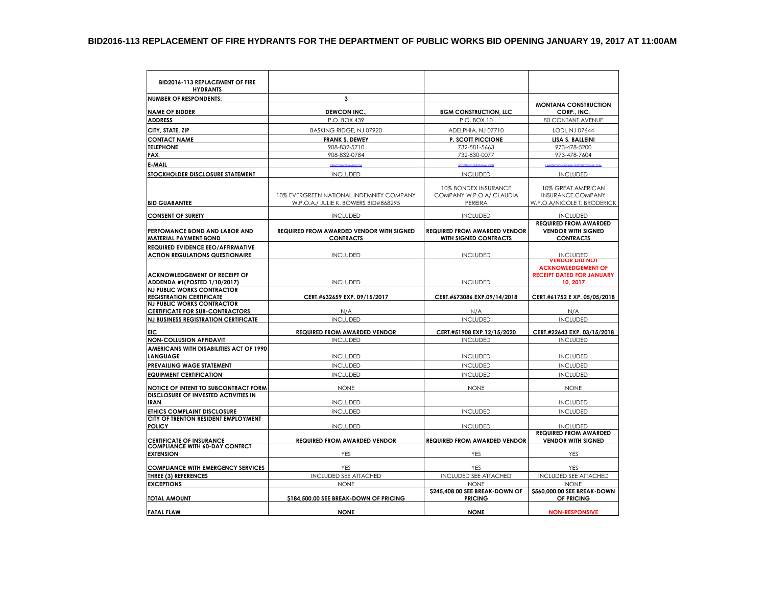# BID2016-113 REPLACEMENT OF FIRE HYDRANTS FOR THE DEPARTMENT OF PUBLIC WORKS BID OPENING JANUARY 19, 2017 AT 11:00AM

| BID2016-113 REPLACEMENT OF FIRE HYDRANTS | | | |
|---|---|---|---|
| NUMBER OF RESPONDENTS: | 3 | | |
| NAME OF BIDDER | DEWCON INC., | BGM CONSTRUCTION, LLC | MONTANA CONSTRUCTION CORP., INC. |
| ADDRESS | P.O. BOX 439 | P.O. BOX 10 | 80 CONTANT AVENUE |
| CITY, STATE, ZIP | BASKING RIDGE, NJ 07920 | ADELPHIA, NJ 07710 | LODI, NJ 07644 |
| CONTACT NAME | FRANK S. DEWEY | P. SCOTT PICCIONE | LISA S. BALLEINI |
| TELEPHONE | 908-832-5710 | 732-581-5663 | 973-478-5200 |
| FAX | 908-832-0784 | 732-830-0077 | 973-478-7604 |
| E-MAIL | DEWCONINC@YAHOO.COM | SCOTTPICCIONE@GMAIL.COM | LISAWTATE@MONTANACONSTRUCTIONINC.COM |
| STOCKHOLDER DISCLOSURE STATEMENT | INCLUDED | INCLUDED | INCLUDED |
| BID GUARANTEE | 10% EVERGREEN NATIONAL INDEMNITY COMPANY W.P.O.A./ JULIE K. BOWERS BID#868295 | 10% BONDEX INSURANCE COMPANY W.P.O.A/ CLAUDIA PEREIRA | 10% GREAT AMERICAN INSURANCE COMPANY W.P.O.A/NICOLE T. BRODERICK |
| CONSENT OF SURETY | INCLUDED | INCLUDED | INCLUDED |
| PERFOMANCE BOND AND LABOR AND MATERIAL PAYMENT BOND | REQUIRED FROM AWARDED VENDOR WITH SIGNED CONTRACTS | REQUIRED FROM AWARDED VENDOR WITH SIGNED CONTRACTS | REQUIRED FROM AWARDED VENDOR WITH SIGNED CONTRACTS |
| REQUIRED EVIDENCE EEO/AFFIRMATIVE ACTION REGULATIONS QUESTIONAIRE | INCLUDED | INCLUDED | INCLUDED |
| ACKNOWLEDGEMENT OF RECEIPT OF ADDENDA #1(POSTED 1/10/2017) | INCLUDED | INCLUDED | VENDOR DID NOT ACKNOWLEDGEMENT OF RECEIPT DATED FOR JANUARY 10, 2017 |
| NJ PUBLIC WORKS CONTRACTOR REGISTRATION CERTIFICATE | CERT.#632659 EXP. 09/15/2017 | CERT.#673086 EXP.09/14/2018 | CERT.#61752 E XP. 05/05/2018 |
| NJ PUBLIC WORKS CONTRACTOR CERTIFICATE FOR SUB-CONTRACTORS | N/A | N/A | N/A |
| NJ BUSINESS REGISTRATION CERTIFICATE | INCLUDED | INCLUDED | INCLUDED |
| EIC | REQUIRED FROM AWARDED VENDOR | CERT.#51908 EXP.12/15/2020 | CERT.#22643 EXP. 03/15/2018 |
| NON-COLLUSION AFFIDAVIT | INCLUDED | INCLUDED | INCLUDED |
| AMERICANS WITH DISABILITIES ACT OF 1990 LANGUAGE | INCLUDED | INCLUDED | INCLUDED |
| PREVAILING WAGE STATEMENT | INCLUDED | INCLUDED | INCLUDED |
| EQUIPMENT CERTIFICATION | INCLUDED | INCLUDED | INCLUDED |
| NOTICE OF INTENT TO SUBCONTRACT FORM | NONE | NONE | NONE |
| DISCLOSURE OF INVESTED ACTIVITIES IN IRAN | INCLUDED | | INCLUDED |
| ETHICS COMPLAINT DISCLOSURE | INCLUDED | INCLUDED | INCLUDED |
| CITY OF TRENTON RESIDENT EMPLOYMENT POLICY | INCLUDED | INCLUDED | INCLUDED |
| CERTIFICATE OF INSURANCE | REQUIRED FROM AWARDED VENDOR | REQUIRED FROM AWARDED VENDOR | REQUIRED FROM AWARDED VENDOR WITH SIGNED |
| COMPLIANCE WITH 60-DAY CONTRCT EXTENSION | YES | YES | YES |
| COMPLIANCE WITH EMERGENCY SERVICES | YES | YES | YES |
| THREE (3) REFERENCES | INCLUDED SEE ATTACHED | INCLUDED SEE ATTACHED | INCLUDED SEE ATTACHED |
| EXCEPTIONS | NONE | NONE | NONE |
| TOTAL AMOUNT | $184,500.00 SEE BREAK-DOWN OF PRICING | $245,408.00 SEE BREAK-DOWN OF PRICING | $560,000.00 SEE BREAK-DOWN OF PRICING |
| FATAL FLAW | NONE | NONE | NON-RESPONSIVE |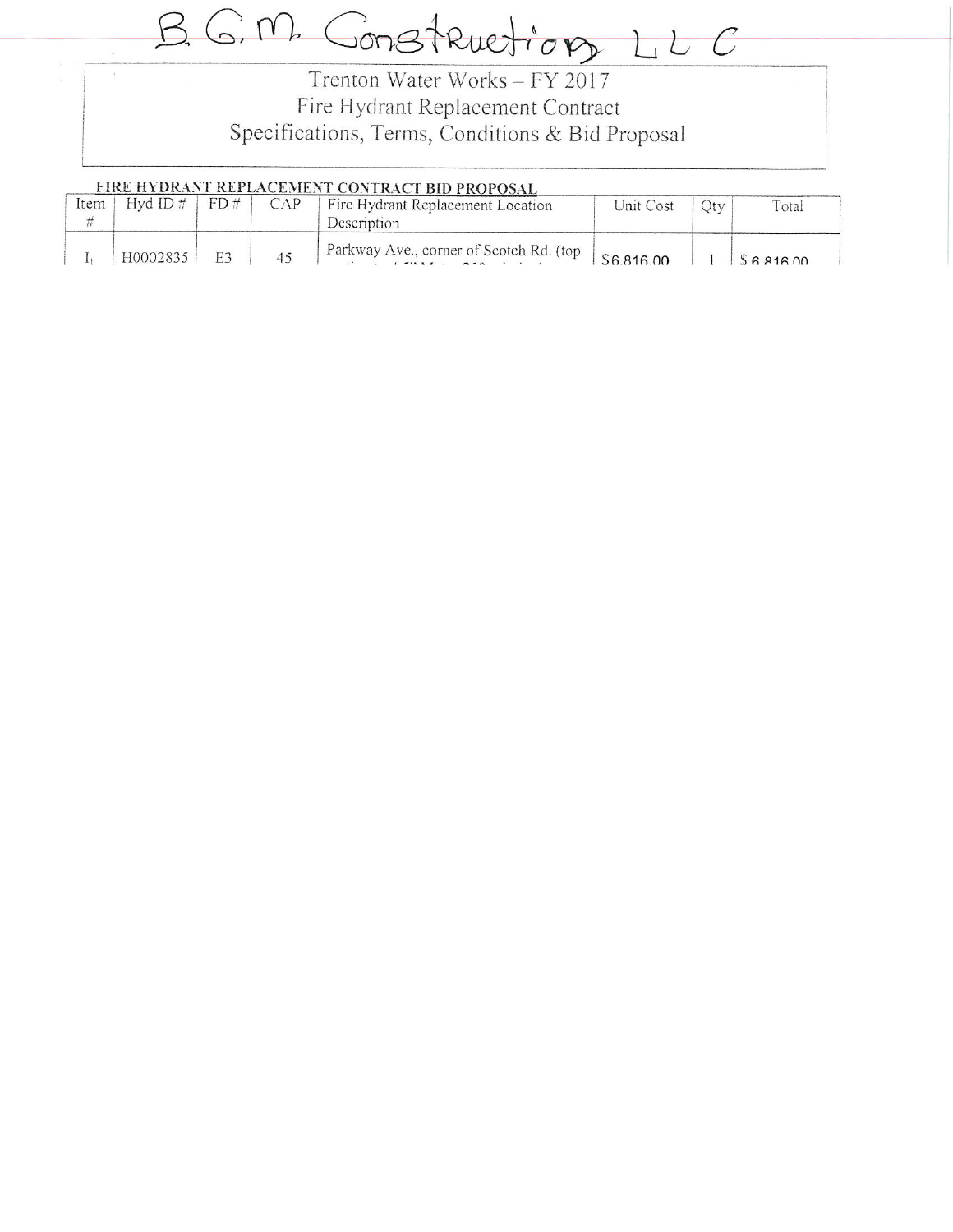B.G.M. Construction LLC

Trenton Water Works – FY 2017
Fire Hydrant Replacement Contract
Specifications, Terms, Conditions & Bid Proposal

**FIRE HYDRANT REPLACEMENT CONTRACT BID PROPOSAL**

| Item # | Hyd ID # | FD # | CAP | Fire Hydrant Replacement Location Description | Unit Cost | Qty | Total |
|---|---|---|---|---|---|---|---|
| I1 | H0002835 | E3 | 45 | Parkway Ave., corner of Scotch Rd. (top | $6,816.00 | 1 | $ 6,816.00 |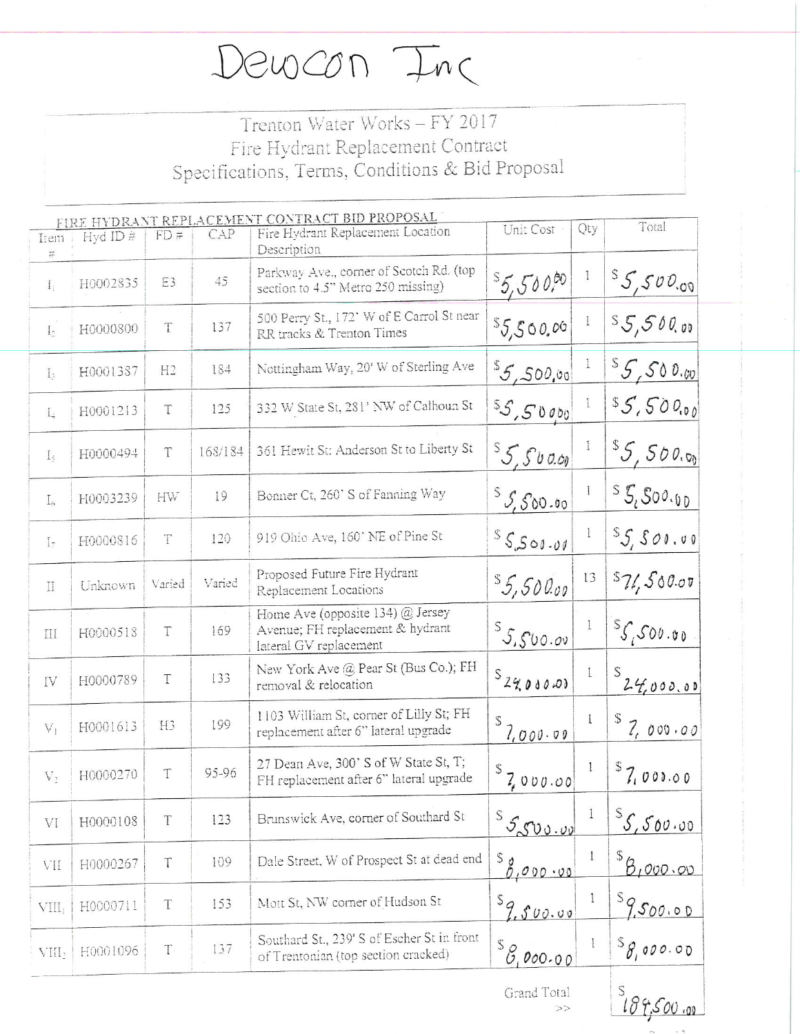Dewcon Inc

Trenton Water Works – FY 2017
Fire Hydrant Replacement Contract
Specifications, Terms, Conditions & Bid Proposal

FIRE HYDRANT REPLACEMENT CONTRACT BID PROPOSAL

| Item # | Hyd ID # | FD # | CAP | Fire Hydrant Replacement Location Description | Unit Cost | Qty | Total |
|---|---|---|---|---|---|---|---|
| $I_1$ | H0002835 | E3 | 45 | Parkway Ave., corner of Scotch Rd. (top section to 4.5" Metro 250 missing) | $5,500.00 | 1 | $5,500.00 |
| $I_2$ | H0000800 | T | 137 | 500 Perry St., 172' W of E Carrol St near RR tracks & Trenton Times | $5,500.00 | 1 | $5,500.00 |
| $I_3$ | H0001387 | H2 | 184 | Nottingham Way, 20' W of Sterling Ave | $5,500.00 | 1 | $5,500.00 |
| $I_4$ | H0001213 | T | 125 | 332 W State St, 281' NW of Calhoun St | $5,500.00 | 1 | $5,500.00 |
| $I_5$ | H0000494 | T | 168/184 | 361 Hewit St: Anderson St to Liberty St | $5,500.00 | 1 | $5,500.00 |
| $I_6$ | H0003239 | HW | 19 | Bonner Ct, 260' S of Fanning Way | $5,500.00 | 1 | $5,500.00 |
| $I_7$ | H0000816 | T | 120 | 919 Ohio Ave, 160' NE of Pine St | $5,500.00 | 1 | $5,500.00 |
| II | Unknown | Varied | Varied | Proposed Future Fire Hydrant Replacement Locations | $5,500.00 | 13 | $71,500.00 |
| III | H0000518 | T | 169 | Home Ave (opposite 134) @ Jersey Avenue; FH replacement & hydrant lateral GV replacement | $5,500.00 | 1 | $5,500.00 |
| IV | H0000789 | T | 133 | New York Ave @ Pear St (Bus Co.); FH removal & relocation | $24,000.00 | 1 | $24,000.00 |
| $V_1$ | H0001613 | H3 | 199 | 1103 William St, corner of Lilly St; FH replacement after 6" lateral upgrade | $7,000.00 | 1 | $7,000.00 |
| $V_2$ | H0000270 | T | 95-96 | 27 Dean Ave, 300' S of W State St, T; FH replacement after 6" lateral upgrade | $7,000.00 | 1 | $7,000.00 |
| VI | H0000108 | T | 123 | Brunswick Ave, corner of Southard St | $5,500.00 | 1 | $5,500.00 |
| VII | H0000267 | T | 109 | Dale Street, W of Prospect St at dead end | $8,000.00 | 1 | $8,000.00 |
| $VIII_1$ | H0000711 | T | 153 | Mott St, NW corner of Hudson St | $9,500.00 | 1 | $9,500.00 |
| $VIII_2$ | H0001096 | T | 137 | Southard St., 239' S of Escher St in front of Trentonian (top section cracked) | $8,000.00 | 1 | $8,000.00 |
| | | | | | Grand Total >> | | $189,500.00 |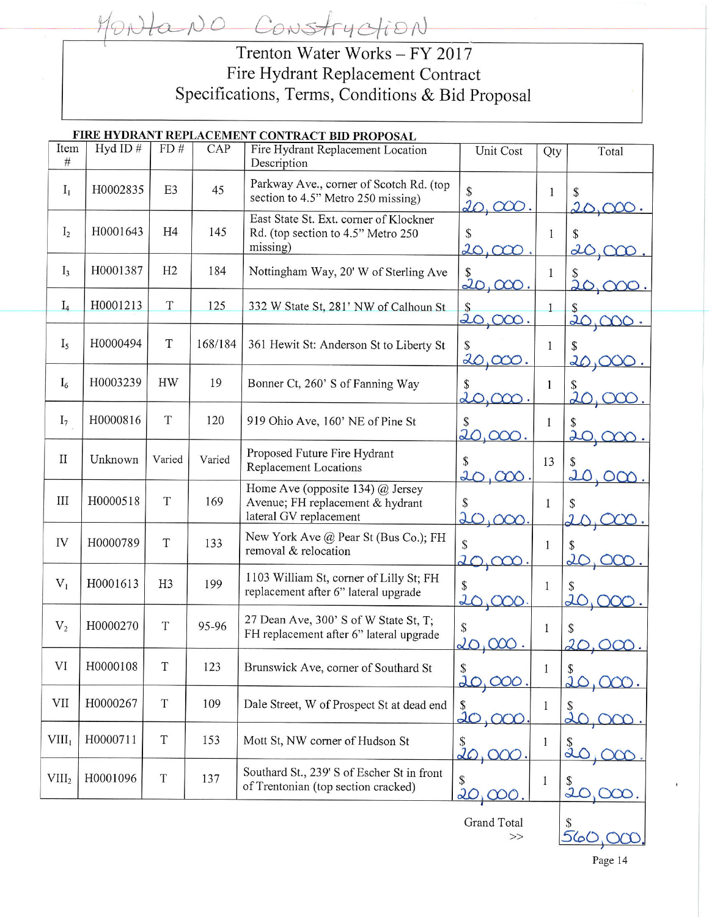Montano Construction

# Trenton Water Works – FY 2017
## Fire Hydrant Replacement Contract
## Specifications, Terms, Conditions & Bid Proposal

**FIRE HYDRANT REPLACEMENT CONTRACT BID PROPOSAL**

| Item # | Hyd ID # | FD # | CAP | Fire Hydrant Replacement Location Description | Unit Cost | Qty | Total |
|---|---|---|---|---|---|---|---|
| $I_1$ | H0002835 | E3 | 45 | Parkway Ave., corner of Scotch Rd. (top section to 4.5" Metro 250 missing) | $ 20,000. | 1 | $ 20,000. |
| $I_2$ | H0001643 | H4 | 145 | East State St. Ext. corner of Klockner Rd. (top section to 4.5" Metro 250 missing) | $ 20,000. | 1 | $ 20,000. |
| $I_3$ | H0001387 | H2 | 184 | Nottingham Way, 20' W of Sterling Ave | $ 20,000. | 1 | $ 20,000. |
| $I_4$ | H0001213 | T | 125 | 332 W State St, 281' NW of Calhoun St | $ 20,000. | 1 | $ 20,000. |
| $I_5$ | H0000494 | T | 168/184 | 361 Hewit St: Anderson St to Liberty St | $ 20,000. | 1 | $ 20,000. |
| $I_6$ | H0003239 | HW | 19 | Bonner Ct, 260' S of Fanning Way | $ 20,000. | 1 | $ 20,000. |
| $I_7$ | H0000816 | T | 120 | 919 Ohio Ave, 160' NE of Pine St | $ 20,000. | 1 | $ 20,000. |
| II | Unknown | Varied | Varied | Proposed Future Fire Hydrant Replacement Locations | $ 20,000. | 13 | $ 20,000. |
| III | H0000518 | T | 169 | Home Ave (opposite 134) @ Jersey Avenue; FH replacement & hydrant lateral GV replacement | $ 20,000. | 1 | $ 20,000. |
| IV | H0000789 | T | 133 | New York Ave @ Pear St (Bus Co.); FH removal & relocation | $ 20,000. | 1 | $ 20,000. |
| $V_1$ | H0001613 | H3 | 199 | 1103 William St, corner of Lilly St; FH replacement after 6" lateral upgrade | $ 20,000. | 1 | $ 20,000. |
| $V_2$ | H0000270 | T | 95-96 | 27 Dean Ave, 300' S of W State St, T; FH replacement after 6" lateral upgrade | $ 20,000. | 1 | $ 20,000. |
| VI | H0000108 | T | 123 | Brunswick Ave, corner of Southard St | $ 20,000. | 1 | $ 20,000. |
| VII | H0000267 | T | 109 | Dale Street, W of Prospect St at dead end | $ 20,000. | 1 | $ 20,000. |
| $VIII_1$ | H0000711 | T | 153 | Mott St, NW corner of Hudson St | $ 20,000. | 1 | $ 20,000. |
| $VIII_2$ | H0001096 | T | 137 | Southard St., 239' S of Escher St in front of Trentonian (top section cracked) | $ 20,000. | 1 | $ 20,000. |
| | | | | | Grand Total >> | | $ 560,000. |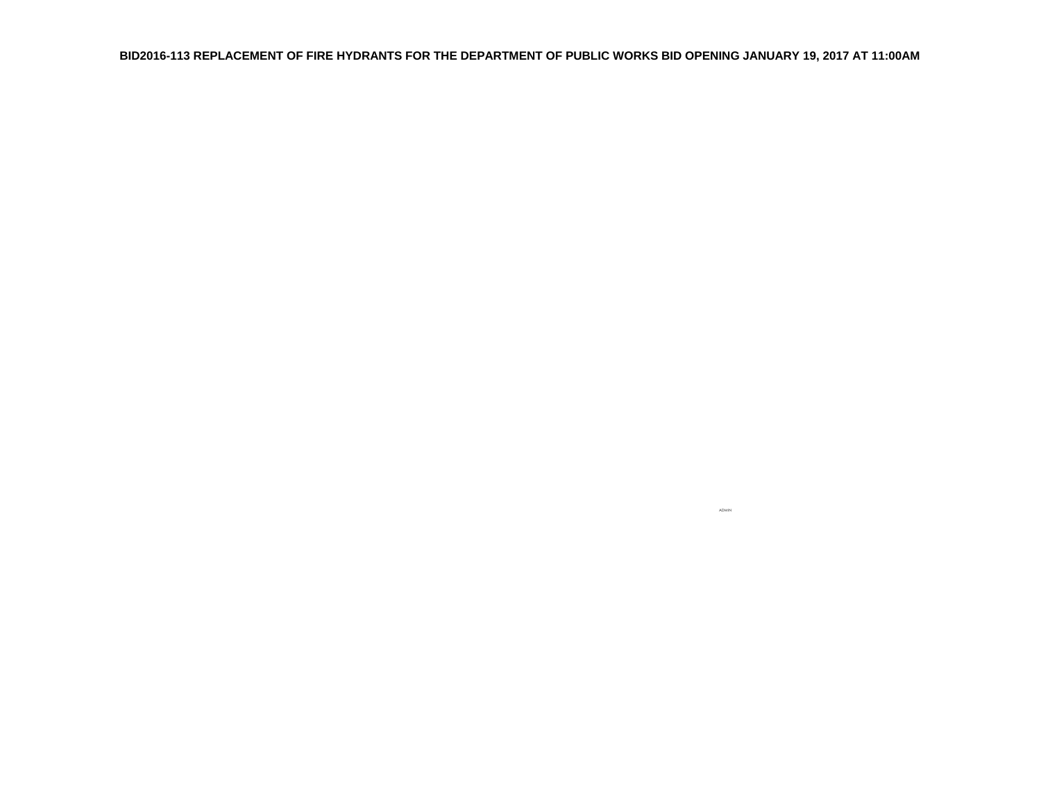**BID2016-113 REPLACEMENT OF FIRE HYDRANTS FOR THE DEPARTMENT OF PUBLIC WORKS BID OPENING JANUARY 19, 2017 AT 11:00AM**

ADMIN